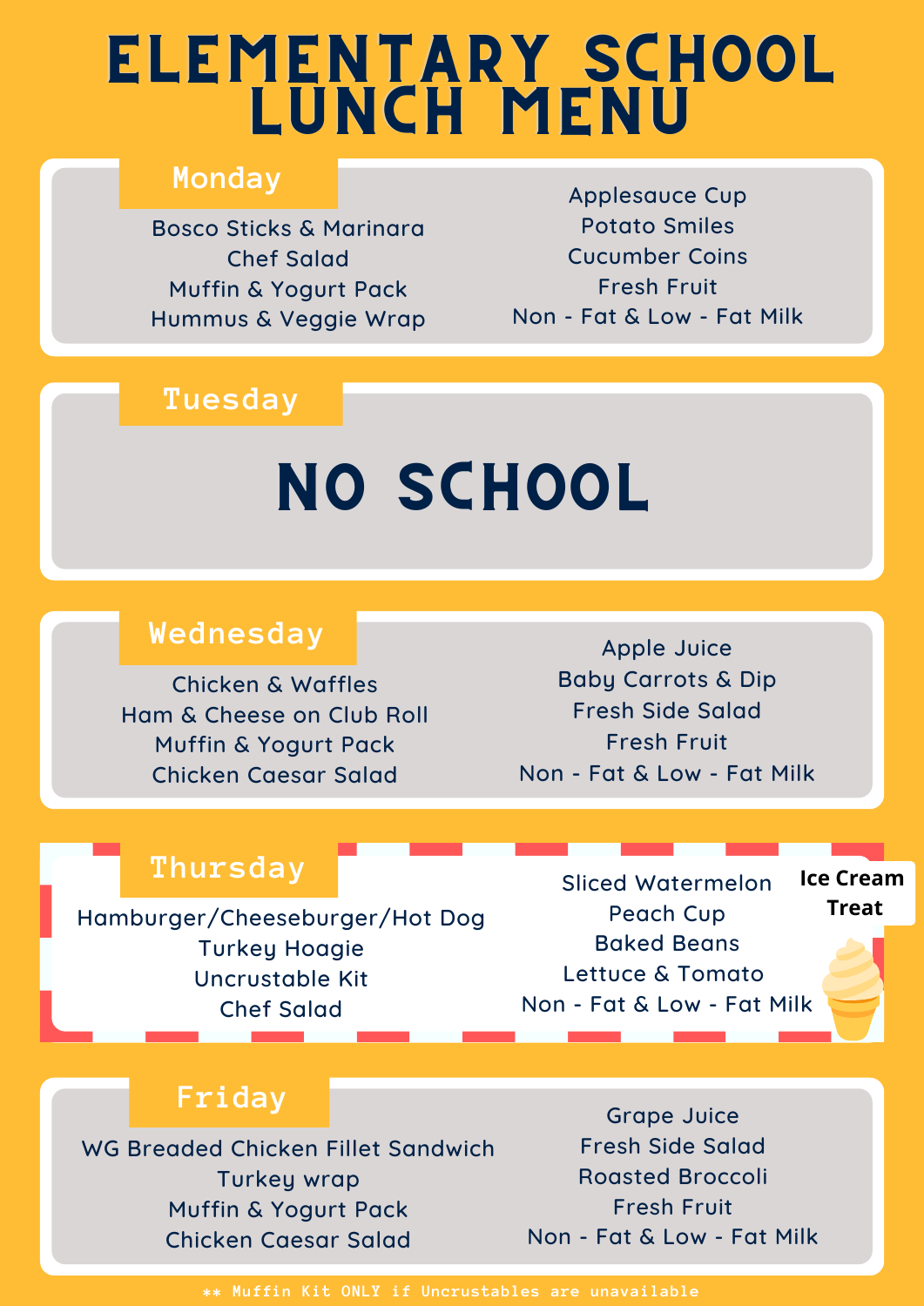# ELEMENTARY SCHOOL LUNCH MENU

## Monday

Bosco Sticks & Marinara
Chef Salad
Muffin & Yogurt Pack
Hummus & Veggie Wrap

Applesauce Cup
Potato Smiles
Cucumber Coins
Fresh Fruit
Non - Fat & Low - Fat Milk

## Tuesday

**NO SCHOOL**

## Wednesday

Chicken & Waffles
Ham & Cheese on Club Roll
Muffin & Yogurt Pack
Chicken Caesar Salad

Apple Juice
Baby Carrots & Dip
Fresh Side Salad
Fresh Fruit
Non - Fat & Low - Fat Milk

## Thursday

Hamburger/Cheeseburger/Hot Dog
Turkey Hoagie
Uncrustable Kit
Chef Salad

Sliced Watermelon
Peach Cup
Baked Beans
Lettuce & Tomato
Non - Fat & Low - Fat Milk

**Ice Cream Treat**

## Friday

WG Breaded Chicken Fillet Sandwich
Turkey wrap
Muffin & Yogurt Pack
Chicken Caesar Salad

Grape Juice
Fresh Side Salad
Roasted Broccoli
Fresh Fruit
Non - Fat & Low - Fat Milk

** Muffin Kit ONLY if Uncrustables are unavailable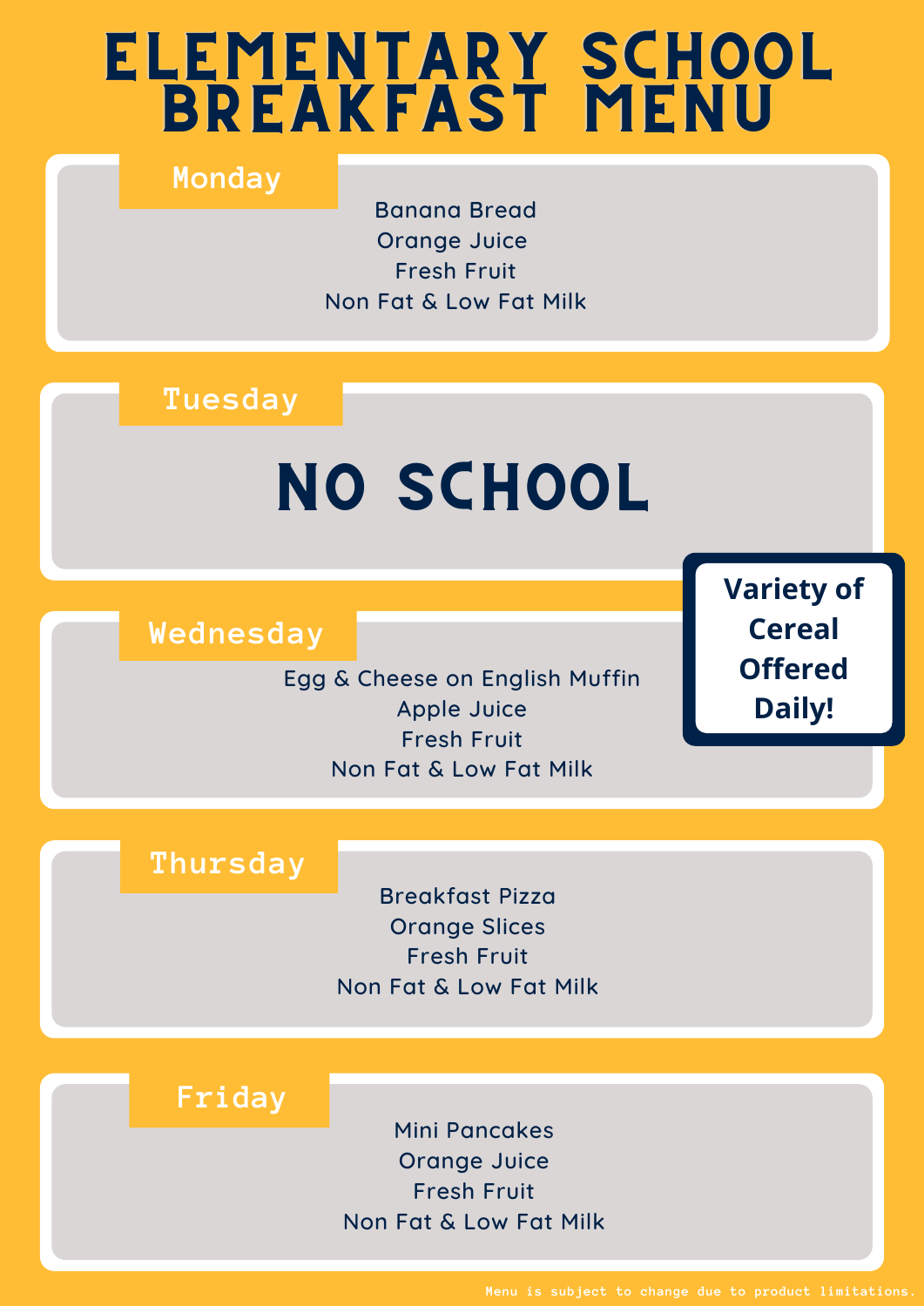# ELEMENTARY SCHOOL BREAKFAST MENU

## Monday

Banana Bread
Orange Juice
Fresh Fruit
Non Fat & Low Fat Milk

## Tuesday

**NO SCHOOL**

## Wednesday

Egg & Cheese on English Muffin
Apple Juice
Fresh Fruit
Non Fat & Low Fat Milk

**Variety of Cereal Offered Daily!**

## Thursday

Breakfast Pizza
Orange Slices
Fresh Fruit
Non Fat & Low Fat Milk

## Friday

Mini Pancakes
Orange Juice
Fresh Fruit
Non Fat & Low Fat Milk

Menu is subject to change due to product limitations.